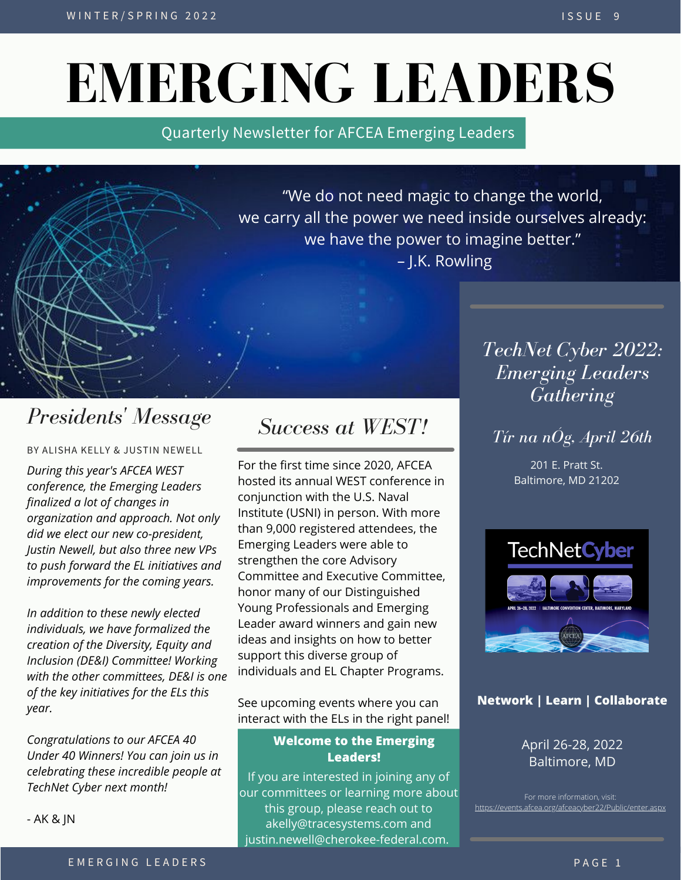# EMERGING LEADERS

Quarterly Newsletter for AFCEA Emerging Leaders

"We do not need magic to change the world,
we carry all the power we need inside ourselves already:
we have the power to imagine better."
– J.K. Rowling

## Presidents' Message

BY ALISHA KELLY & JUSTIN NEWELL

*During this year's AFCEA WEST conference, the Emerging Leaders finalized a lot of changes in organization and approach. Not only did we elect our new co-president, Justin Newell, but also three new VPs to push forward the EL initiatives and improvements for the coming years.*

*In addition to these newly elected individuals, we have formalized the creation of the Diversity, Equity and Inclusion (DE&I) Committee! Working with the other committees, DE&I is one of the key initiatives for the ELs this year.*

*Congratulations to our AFCEA 40 Under 40 Winners! You can join us in celebrating these incredible people at TechNet Cyber next month!*

- AK & JN

## Success at WEST!

For the first time since 2020, AFCEA hosted its annual WEST conference in conjunction with the U.S. Naval Institute (USNI) in person. With more than 9,000 registered attendees, the Emerging Leaders were able to strengthen the core Advisory Committee and Executive Committee, honor many of our Distinguished Young Professionals and Emerging Leader award winners and gain new ideas and insights on how to better support this diverse group of individuals and EL Chapter Programs.

See upcoming events where you can interact with the ELs in the right panel!

**Welcome to the Emerging Leaders!**

If you are interested in joining any of our committees or learning more about this group, please reach out to akelly@tracesystems.com and justin.newell@cherokee-federal.com.

## *TechNet Cyber 2022: Emerging Leaders Gathering*

*Tír na nÓg, April 26th*

201 E. Pratt St.
Baltimore, MD 21202

**Network | Learn | Collaborate**

April 26-28, 2022
Baltimore, MD

For more information, visit:
https://events.afcea.org/afceacyber22/Public/enter.aspx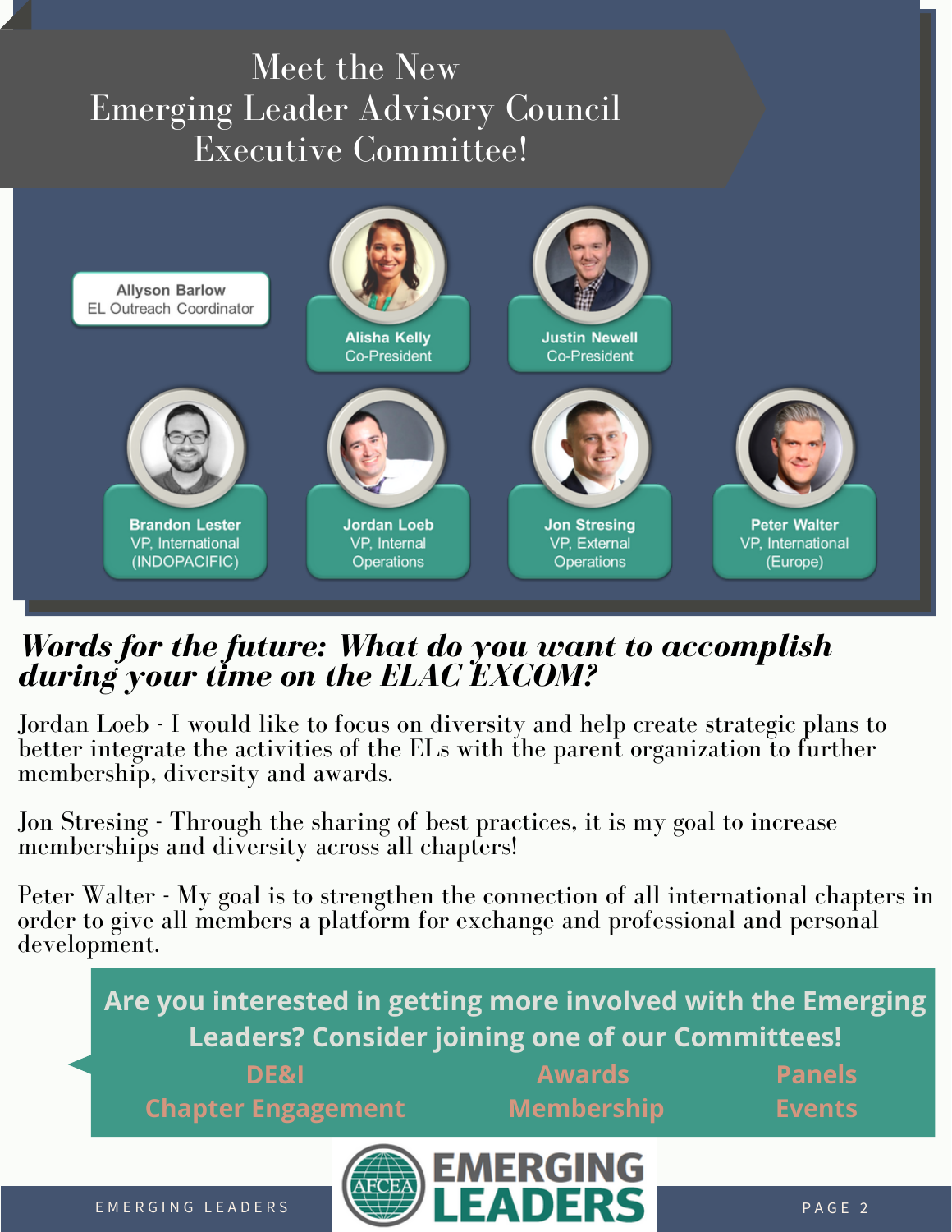# Meet the New Emerging Leader Advisory Council Executive Committee!

**Allyson Barlow**
EL Outreach Coordinator

**Alisha Kelly**
Co-President

**Justin Newell**
Co-President

**Brandon Lester**
VP, International (INDOPACIFIC)

**Jordan Loeb**
VP, Internal Operations

**Jon Stresing**
VP, External Operations

**Peter Walter**
VP, International (Europe)

## *Words for the future: What do you want to accomplish during your time on the ELAC EXCOM?*

Jordan Loeb - I would like to focus on diversity and help create strategic plans to better integrate the activities of the ELs with the parent organization to further membership, diversity and awards.

Jon Stresing - Through the sharing of best practices, it is my goal to increase memberships and diversity across all chapters!

Peter Walter - My goal is to strengthen the connection of all international chapters in order to give all members a platform for exchange and professional and personal development.

**Are you interested in getting more involved with the Emerging Leaders? Consider joining one of our Committees!**

- DE&I
- Awards
- Panels
- Chapter Engagement
- Membership
- Events

AFCEA EMERGING LEADERS